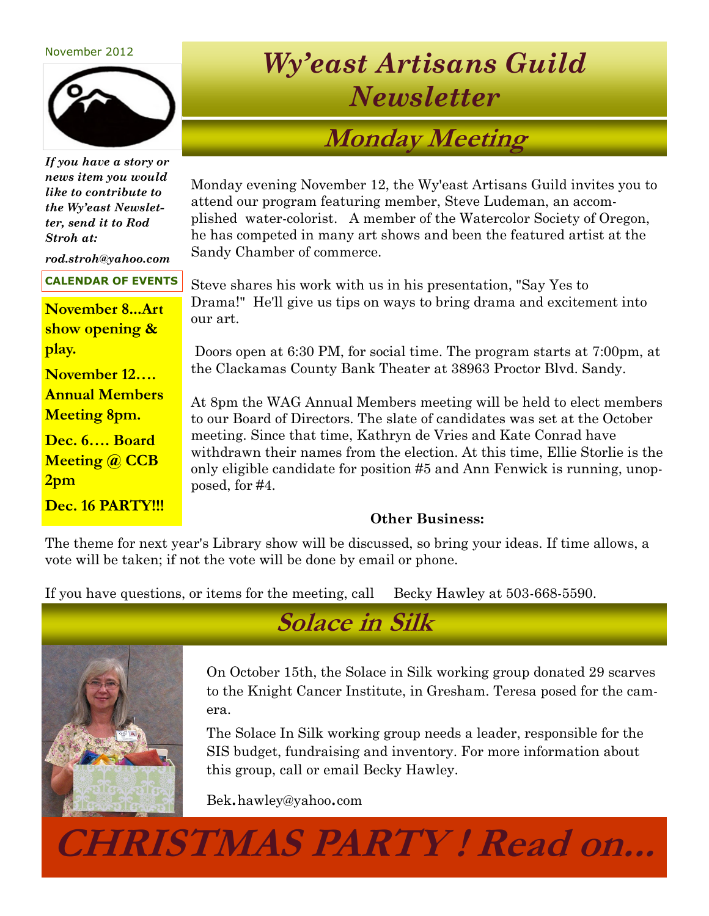November 2012

# Wy'east Artisans Guild Newsletter

***If you have a story or news item you would like to contribute to the Wy'east Newsletter, send it to Rod Stroh at:***

***rod.stroh@yahoo.com***

**CALENDAR OF EVENTS**

**November 8...Art show opening & play.**

**November 12…. Annual Members Meeting 8pm.**

**Dec. 6…. Board Meeting @ CCB 2pm**

**Dec. 16 PARTY!!!**

## Monday Meeting

Monday evening November 12, the Wy'east Artisans Guild invites you to attend our program featuring member, Steve Ludeman, an accomplished water-colorist. A member of the Watercolor Society of Oregon, he has competed in many art shows and been the featured artist at the Sandy Chamber of commerce.

Steve shares his work with us in his presentation, "Say Yes to Drama!" He'll give us tips on ways to bring drama and excitement into our art.

Doors open at 6:30 PM, for social time. The program starts at 7:00pm, at the Clackamas County Bank Theater at 38963 Proctor Blvd. Sandy.

At 8pm the WAG Annual Members meeting will be held to elect members to our Board of Directors. The slate of candidates was set at the October meeting. Since that time, Kathryn de Vries and Kate Conrad have withdrawn their names from the election. At this time, Ellie Storlie is the only eligible candidate for position #5 and Ann Fenwick is running, unopposed, for #4.

**Other Business:**

The theme for next year's Library show will be discussed, so bring your ideas. If time allows, a vote will be taken; if not the vote will be done by email or phone.

If you have questions, or items for the meeting, call Becky Hawley at 503-668-5590.

## Solace in Silk

On October 15th, the Solace in Silk working group donated 29 scarves to the Knight Cancer Institute, in Gresham. Teresa posed for the camera.

The Solace In Silk working group needs a leader, responsible for the SIS budget, fundraising and inventory. For more information about this group, call or email Becky Hawley.

Bek.hawley@yahoo.com

# CHRISTMAS PARTY ! Read on...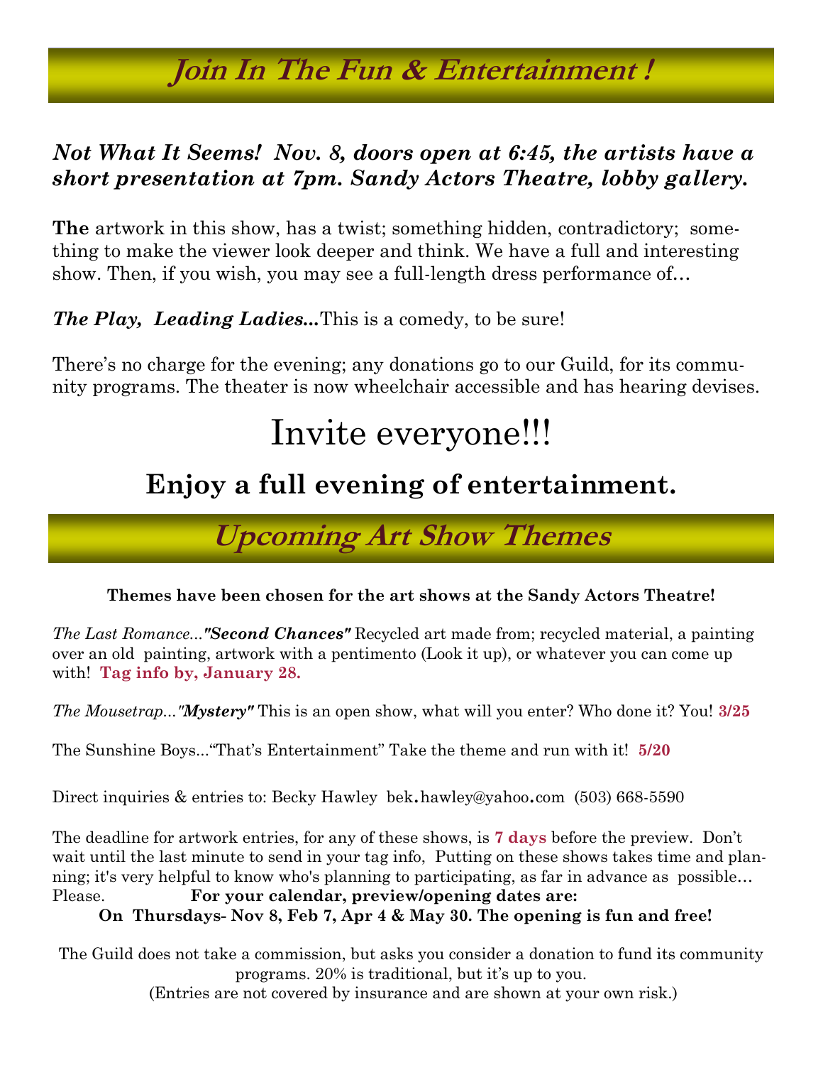## *Join In The Fun & Entertainment !*

***Not What It Seems! Nov. 8, doors open at 6:45, the artists have a short presentation at 7pm. Sandy Actors Theatre, lobby gallery.***

**The** artwork in this show, has a twist; something hidden, contradictory; something to make the viewer look deeper and think. We have a full and interesting show. Then, if you wish, you may see a full-length dress performance of…

***The Play, Leading Ladies...***This is a comedy, to be sure!

There's no charge for the evening; any donations go to our Guild, for its community programs. The theater is now wheelchair accessible and has hearing devises.

# Invite everyone!!!

### **Enjoy a full evening of entertainment.**

## *Upcoming Art Show Themes*

**Themes have been chosen for the art shows at the Sandy Actors Theatre!**

*The Last Romance...****"Second Chances"*** Recycled art made from; recycled material, a painting over an old painting, artwork with a pentimento (Look it up), or whatever you can come up with! **Tag info by, January 28.**

*The Mousetrap...****"Mystery"*** This is an open show, what will you enter? Who done it? You! **3/25**

The Sunshine Boys...“That's Entertainment” Take the theme and run with it! **5/20**

Direct inquiries & entries to: Becky Hawley bek.hawley@yahoo.com (503) 668-5590

The deadline for artwork entries, for any of these shows, is **7 days** before the preview. Don't wait until the last minute to send in your tag info, Putting on these shows takes time and planning; it's very helpful to know who's planning to participating, as far in advance as possible… Please. **For your calendar, preview/opening dates are:**

**On Thursdays- Nov 8, Feb 7, Apr 4 & May 30. The opening is fun and free!**

The Guild does not take a commission, but asks you consider a donation to fund its community programs. 20% is traditional, but it's up to you.
(Entries are not covered by insurance and are shown at your own risk.)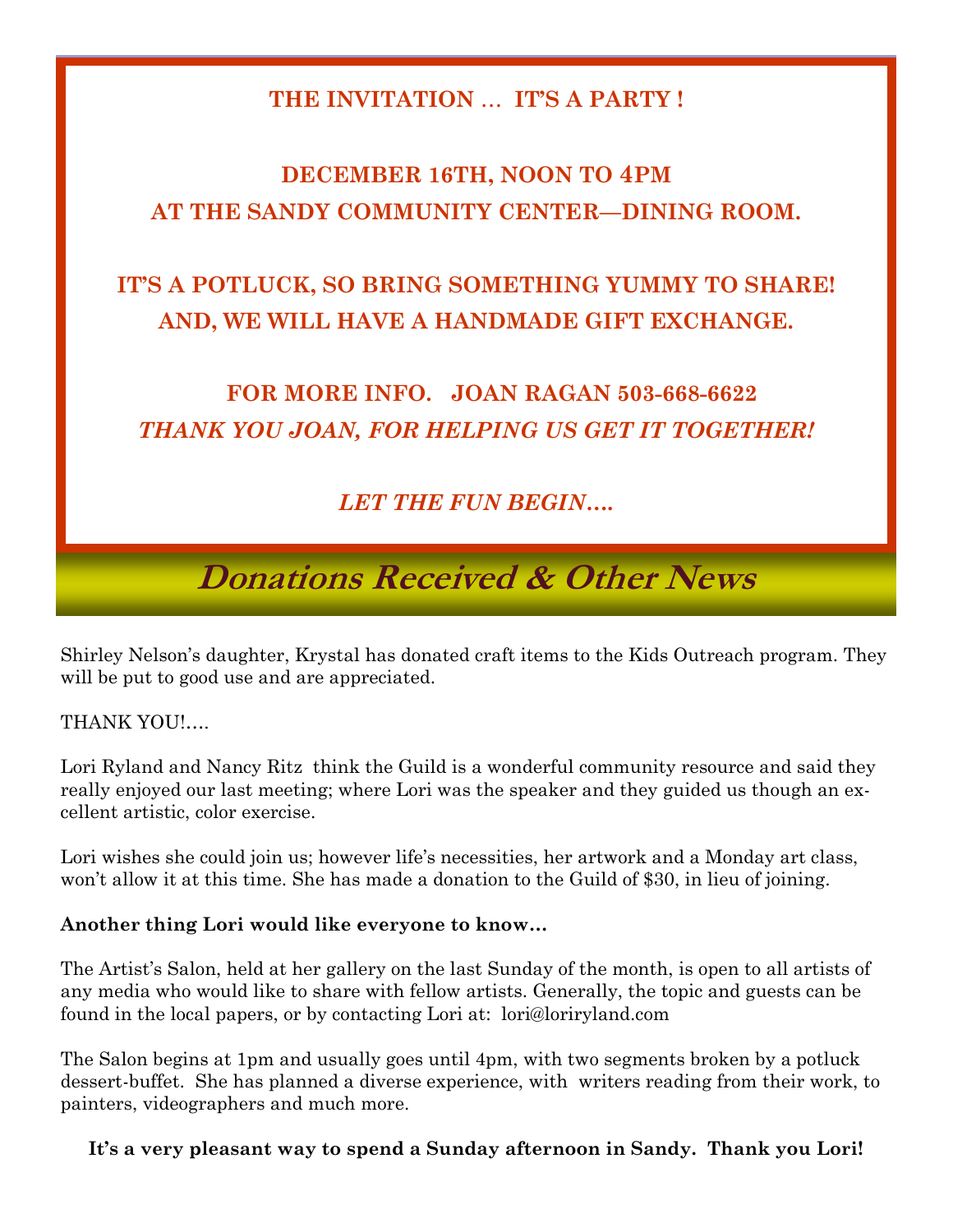**THE INVITATION … IT'S A PARTY !**

**DECEMBER 16TH, NOON TO 4PM**
**AT THE SANDY COMMUNITY CENTER—DINING ROOM.**

**IT'S A POTLUCK, SO BRING SOMETHING YUMMY TO SHARE!**
**AND, WE WILL HAVE A HANDMADE GIFT EXCHANGE.**

**FOR MORE INFO. JOAN RAGAN 503-668-6622**
***THANK YOU JOAN, FOR HELPING US GET IT TOGETHER!***

***LET THE FUN BEGIN….***

## Donations Received & Other News

Shirley Nelson's daughter, Krystal has donated craft items to the Kids Outreach program. They will be put to good use and are appreciated.

THANK YOU!….

Lori Ryland and Nancy Ritz think the Guild is a wonderful community resource and said they really enjoyed our last meeting; where Lori was the speaker and they guided us though an excellent artistic, color exercise.

Lori wishes she could join us; however life's necessities, her artwork and a Monday art class, won't allow it at this time. She has made a donation to the Guild of $30, in lieu of joining.

**Another thing Lori would like everyone to know…**

The Artist's Salon, held at her gallery on the last Sunday of the month, is open to all artists of any media who would like to share with fellow artists. Generally, the topic and guests can be found in the local papers, or by contacting Lori at: lori@loriryland.com

The Salon begins at 1pm and usually goes until 4pm, with two segments broken by a potluck dessert-buffet. She has planned a diverse experience, with writers reading from their work, to painters, videographers and much more.

**It's a very pleasant way to spend a Sunday afternoon in Sandy. Thank you Lori!**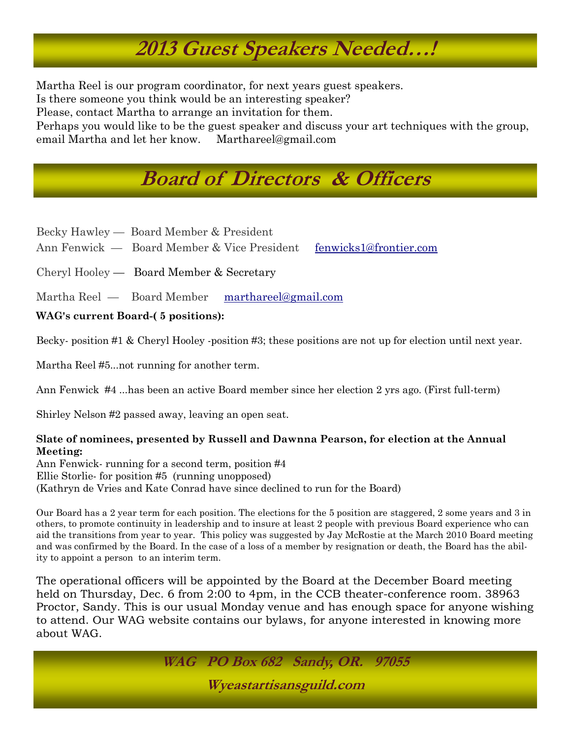## 2013 Guest Speakers Needed…!

Martha Reel is our program coordinator, for next years guest speakers.
Is there someone you think would be an interesting speaker?
Please, contact Martha to arrange an invitation for them.
Perhaps you would like to be the guest speaker and discuss your art techniques with the group, email Martha and let her know. Marthareel@gmail.com

## Board of Directors & Officers

Becky Hawley — Board Member & President
Ann Fenwick — Board Member & Vice President fenwicks1@frontier.com

Cheryl Hooley — Board Member & Secretary

Martha Reel — Board Member marthareel@gmail.com

**WAG's current Board-( 5 positions):**

Becky- position #1 & Cheryl Hooley -position #3; these positions are not up for election until next year.

Martha Reel #5...not running for another term.

Ann Fenwick #4 ...has been an active Board member since her election 2 yrs ago. (First full-term)

Shirley Nelson #2 passed away, leaving an open seat.

**Slate of nominees, presented by Russell and Dawnna Pearson, for election at the Annual Meeting:**
Ann Fenwick- running for a second term, position #4
Ellie Storlie- for position #5 (running unopposed)
(Kathryn de Vries and Kate Conrad have since declined to run for the Board)

Our Board has a 2 year term for each position. The elections for the 5 position are staggered, 2 some years and 3 in others, to promote continuity in leadership and to insure at least 2 people with previous Board experience who can aid the transitions from year to year. This policy was suggested by Jay McRostie at the March 2010 Board meeting and was confirmed by the Board. In the case of a loss of a member by resignation or death, the Board has the ability to appoint a person to an interim term.

The operational officers will be appointed by the Board at the December Board meeting held on Thursday, Dec. 6 from 2:00 to 4pm, in the CCB theater-conference room. 38963 Proctor, Sandy. This is our usual Monday venue and has enough space for anyone wishing to attend. Our WAG website contains our bylaws, for anyone interested in knowing more about WAG.

**WAG PO Box 682 Sandy, OR. 97055**

**Wyeastartisansguild.com**